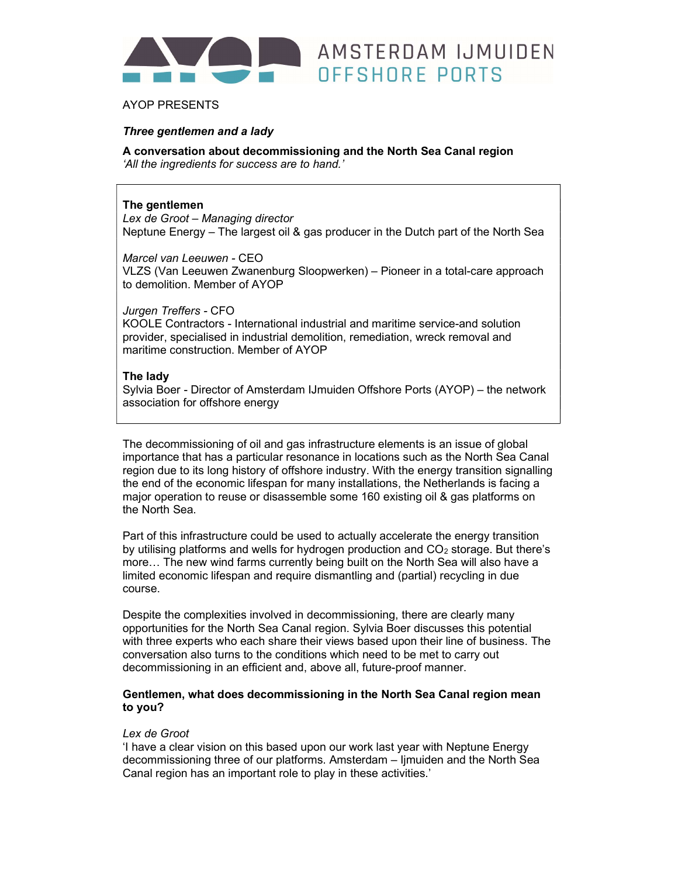AMSTERDAM IJMUIDEN OFFSHORE PORTS

AYOP PRESENTS

***Three gentlemen and a lady***

**A conversation about decommissioning and the North Sea Canal region**
*'All the ingredients for success are to hand.'*

**The gentlemen**
*Lex de Groot – Managing director*
Neptune Energy – The largest oil & gas producer in the Dutch part of the North Sea

*Marcel van Leeuwen* - CEO
VLZS (Van Leeuwen Zwanenburg Sloopwerken) – Pioneer in a total-care approach to demolition. Member of AYOP

*Jurgen Treffers* - CFO
KOOLE Contractors - International industrial and maritime service-and solution provider, specialised in industrial demolition, remediation, wreck removal and maritime construction. Member of AYOP

**The lady**
Sylvia Boer - Director of Amsterdam IJmuiden Offshore Ports (AYOP) – the network association for offshore energy

The decommissioning of oil and gas infrastructure elements is an issue of global importance that has a particular resonance in locations such as the North Sea Canal region due to its long history of offshore industry. With the energy transition signalling the end of the economic lifespan for many installations, the Netherlands is facing a major operation to reuse or disassemble some 160 existing oil & gas platforms on the North Sea.

Part of this infrastructure could be used to actually accelerate the energy transition by utilising platforms and wells for hydrogen production and $CO_2$ storage. But there's more… The new wind farms currently being built on the North Sea will also have a limited economic lifespan and require dismantling and (partial) recycling in due course.

Despite the complexities involved in decommissioning, there are clearly many opportunities for the North Sea Canal region. Sylvia Boer discusses this potential with three experts who each share their views based upon their line of business. The conversation also turns to the conditions which need to be met to carry out decommissioning in an efficient and, above all, future-proof manner.

**Gentlemen, what does decommissioning in the North Sea Canal region mean to you?**

*Lex de Groot*
'I have a clear vision on this based upon our work last year with Neptune Energy decommissioning three of our platforms. Amsterdam – Ijmuiden and the North Sea Canal region has an important role to play in these activities.'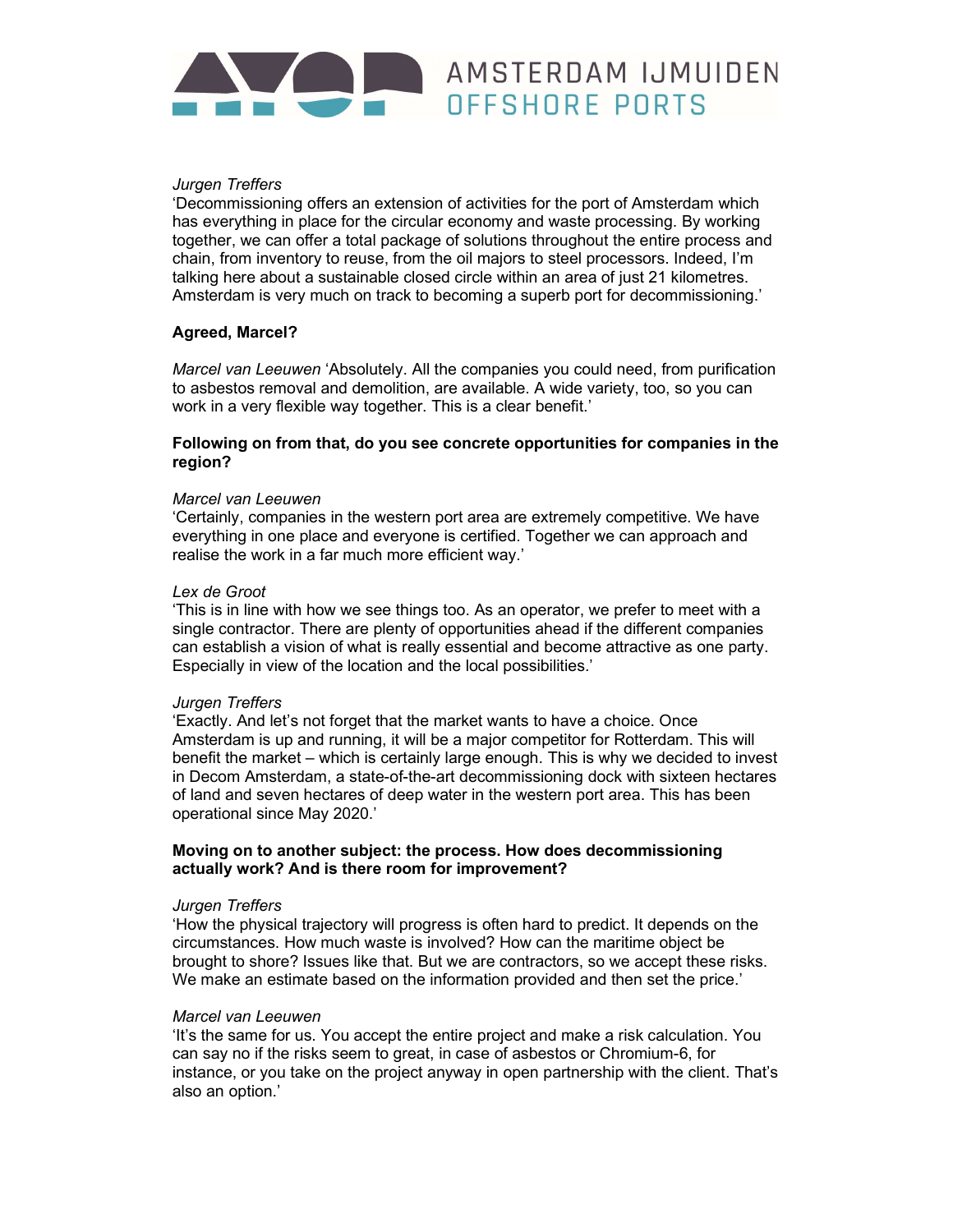*Jurgen Treffers*
'Decommissioning offers an extension of activities for the port of Amsterdam which has everything in place for the circular economy and waste processing. By working together, we can offer a total package of solutions throughout the entire process and chain, from inventory to reuse, from the oil majors to steel processors. Indeed, I'm talking here about a sustainable closed circle within an area of just 21 kilometres. Amsterdam is very much on track to becoming a superb port for decommissioning.'

**Agreed, Marcel?**

*Marcel van Leeuwen* 'Absolutely. All the companies you could need, from purification to asbestos removal and demolition, are available. A wide variety, too, so you can work in a very flexible way together. This is a clear benefit.'

**Following on from that, do you see concrete opportunities for companies in the region?**

*Marcel van Leeuwen*
'Certainly, companies in the western port area are extremely competitive. We have everything in one place and everyone is certified. Together we can approach and realise the work in a far much more efficient way.'

*Lex de Groot*
'This is in line with how we see things too. As an operator, we prefer to meet with a single contractor. There are plenty of opportunities ahead if the different companies can establish a vision of what is really essential and become attractive as one party. Especially in view of the location and the local possibilities.'

*Jurgen Treffers*
'Exactly. And let's not forget that the market wants to have a choice. Once Amsterdam is up and running, it will be a major competitor for Rotterdam. This will benefit the market – which is certainly large enough. This is why we decided to invest in Decom Amsterdam, a state-of-the-art decommissioning dock with sixteen hectares of land and seven hectares of deep water in the western port area. This has been operational since May 2020.'

**Moving on to another subject: the process. How does decommissioning actually work? And is there room for improvement?**

*Jurgen Treffers*
'How the physical trajectory will progress is often hard to predict. It depends on the circumstances. How much waste is involved? How can the maritime object be brought to shore? Issues like that. But we are contractors, so we accept these risks. We make an estimate based on the information provided and then set the price.'

*Marcel van Leeuwen*
'It's the same for us. You accept the entire project and make a risk calculation. You can say no if the risks seem to great, in case of asbestos or Chromium-6, for instance, or you take on the project anyway in open partnership with the client. That's also an option.'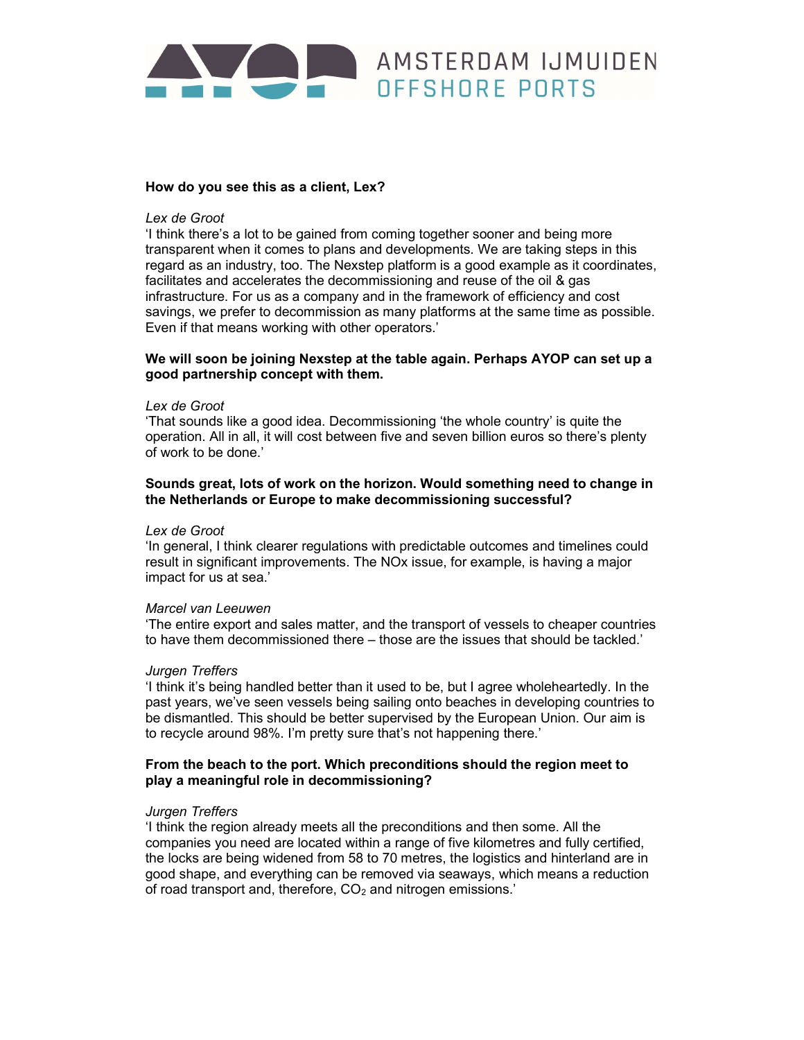**How do you see this as a client, Lex?**

*Lex de Groot*
'I think there's a lot to be gained from coming together sooner and being more transparent when it comes to plans and developments. We are taking steps in this regard as an industry, too. The Nexstep platform is a good example as it coordinates, facilitates and accelerates the decommissioning and reuse of the oil & gas infrastructure. For us as a company and in the framework of efficiency and cost savings, we prefer to decommission as many platforms at the same time as possible. Even if that means working with other operators.'

**We will soon be joining Nexstep at the table again. Perhaps AYOP can set up a good partnership concept with them.**

*Lex de Groot*
'That sounds like a good idea. Decommissioning 'the whole country' is quite the operation. All in all, it will cost between five and seven billion euros so there's plenty of work to be done.'

**Sounds great, lots of work on the horizon. Would something need to change in the Netherlands or Europe to make decommissioning successful?**

*Lex de Groot*
'In general, I think clearer regulations with predictable outcomes and timelines could result in significant improvements. The NOx issue, for example, is having a major impact for us at sea.'

*Marcel van Leeuwen*
'The entire export and sales matter, and the transport of vessels to cheaper countries to have them decommissioned there – those are the issues that should be tackled.'

*Jurgen Treffers*
'I think it's being handled better than it used to be, but I agree wholeheartedly. In the past years, we've seen vessels being sailing onto beaches in developing countries to be dismantled. This should be better supervised by the European Union. Our aim is to recycle around 98%. I'm pretty sure that's not happening there.'

**From the beach to the port. Which preconditions should the region meet to play a meaningful role in decommissioning?**

*Jurgen Treffers*
'I think the region already meets all the preconditions and then some. All the companies you need are located within a range of five kilometres and fully certified, the locks are being widened from 58 to 70 metres, the logistics and hinterland are in good shape, and everything can be removed via seaways, which means a reduction of road transport and, therefore, $CO_2$ and nitrogen emissions.'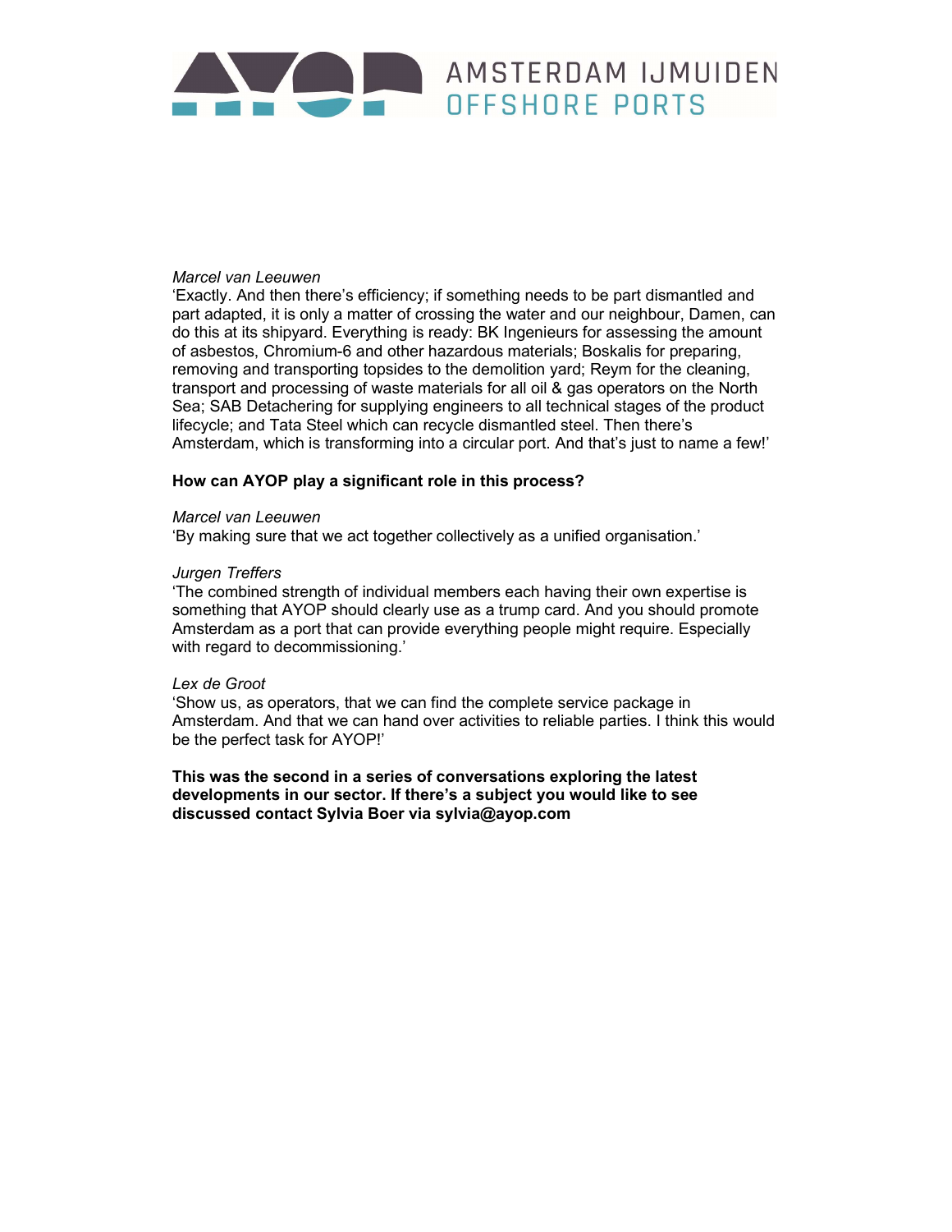*Marcel van Leeuwen*
'Exactly. And then there's efficiency; if something needs to be part dismantled and part adapted, it is only a matter of crossing the water and our neighbour, Damen, can do this at its shipyard. Everything is ready: BK Ingenieurs for assessing the amount of asbestos, Chromium-6 and other hazardous materials; Boskalis for preparing, removing and transporting topsides to the demolition yard; Reym for the cleaning, transport and processing of waste materials for all oil & gas operators on the North Sea; SAB Detachering for supplying engineers to all technical stages of the product lifecycle; and Tata Steel which can recycle dismantled steel. Then there's Amsterdam, which is transforming into a circular port. And that's just to name a few!'

**How can AYOP play a significant role in this process?**

*Marcel van Leeuwen*
'By making sure that we act together collectively as a unified organisation.'

*Jurgen Treffers*
'The combined strength of individual members each having their own expertise is something that AYOP should clearly use as a trump card. And you should promote Amsterdam as a port that can provide everything people might require. Especially with regard to decommissioning.'

*Lex de Groot*
'Show us, as operators, that we can find the complete service package in Amsterdam. And that we can hand over activities to reliable parties. I think this would be the perfect task for AYOP!'

**This was the second in a series of conversations exploring the latest developments in our sector. If there's a subject you would like to see discussed contact Sylvia Boer via sylvia@ayop.com**